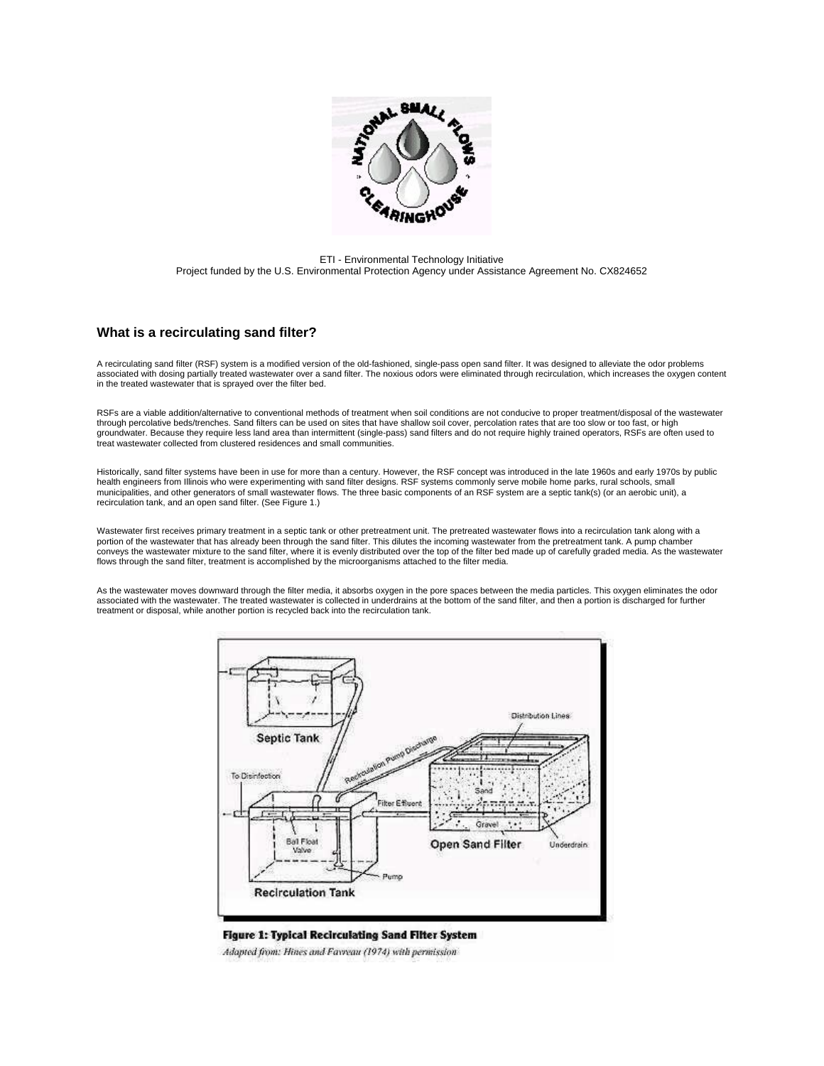ETI - Environmental Technology Initiative
Project funded by the U.S. Environmental Protection Agency under Assistance Agreement No. CX824652

## What is a recirculating sand filter?

A recirculating sand filter (RSF) system is a modified version of the old-fashioned, single-pass open sand filter. It was designed to alleviate the odor problems associated with dosing partially treated wastewater over a sand filter. The noxious odors were eliminated through recirculation, which increases the oxygen content in the treated wastewater that is sprayed over the filter bed.

RSFs are a viable addition/alternative to conventional methods of treatment when soil conditions are not conducive to proper treatment/disposal of the wastewater through percolative beds/trenches. Sand filters can be used on sites that have shallow soil cover, percolation rates that are too slow or too fast, or high groundwater. Because they require less land area than intermittent (single-pass) sand filters and do not require highly trained operators, RSFs are often used to treat wastewater collected from clustered residences and small communities.

Historically, sand filter systems have been in use for more than a century. However, the RSF concept was introduced in the late 1960s and early 1970s by public health engineers from Illinois who were experimenting with sand filter designs. RSF systems commonly serve mobile home parks, rural schools, small municipalities, and other generators of small wastewater flows. The three basic components of an RSF system are a septic tank(s) (or an aerobic unit), a recirculation tank, and an open sand filter. (See Figure 1.)

Wastewater first receives primary treatment in a septic tank or other pretreatment unit. The pretreated wastewater flows into a recirculation tank along with a portion of the wastewater that has already been through the sand filter. This dilutes the incoming wastewater from the pretreatment tank. A pump chamber conveys the wastewater mixture to the sand filter, where it is evenly distributed over the top of the filter bed made up of carefully graded media. As the wastewater flows through the sand filter, treatment is accomplished by the microorganisms attached to the filter media.

As the wastewater moves downward through the filter media, it absorbs oxygen in the pore spaces between the media particles. This oxygen eliminates the odor associated with the wastewater. The treated wastewater is collected in underdrains at the bottom of the sand filter, and then a portion is discharged for further treatment or disposal, while another portion is recycled back into the recirculation tank.

**Figure 1: Typical Recirculating Sand Filter System**

*Adapted from: Hines and Favreau (1974) with permission*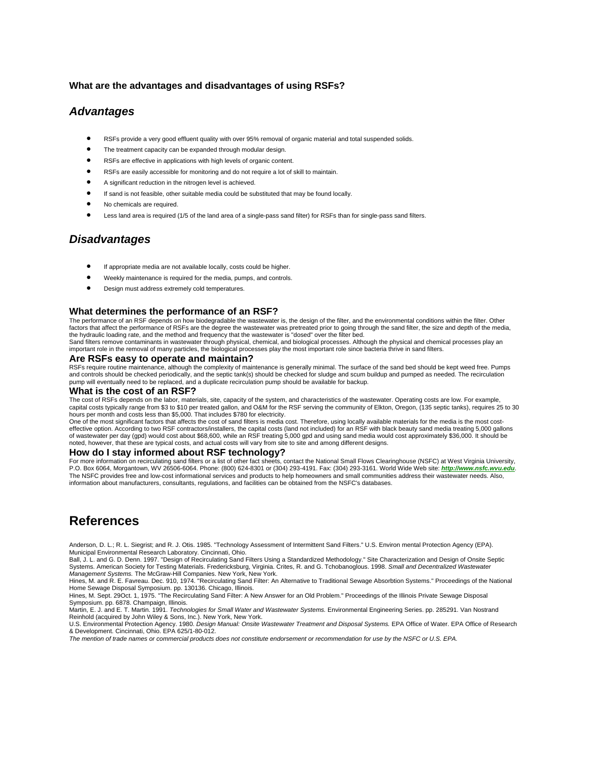### What are the advantages and disadvantages of using RSFs?

## *Advantages*

- RSFs provide a very good effluent quality with over 95% removal of organic material and total suspended solids.
- The treatment capacity can be expanded through modular design.
- RSFs are effective in applications with high levels of organic content.
- RSFs are easily accessible for monitoring and do not require a lot of skill to maintain.
- A significant reduction in the nitrogen level is achieved.
- If sand is not feasible, other suitable media could be substituted that may be found locally.
- No chemicals are required.
- Less land area is required (1/5 of the land area of a single-pass sand filter) for RSFs than for single-pass sand filters.

## *Disadvantages*

- If appropriate media are not available locally, costs could be higher.
- Weekly maintenance is required for the media, pumps, and controls.
- Design must address extremely cold temperatures.

### What determines the performance of an RSF?

The performance of an RSF depends on how biodegradable the wastewater is, the design of the filter, and the environmental conditions within the filter. Other factors that affect the performance of RSFs are the degree the wastewater was pretreated prior to going through the sand filter, the size and depth of the media, the hydraulic loading rate, and the method and frequency that the wastewater is "dosed" over the filter bed.

Sand filters remove contaminants in wastewater through physical, chemical, and biological processes. Although the physical and chemical processes play an important role in the removal of many particles, the biological processes play the most important role since bacteria thrive in sand filters.

### Are RSFs easy to operate and maintain?

RSFs require routine maintenance, although the complexity of maintenance is generally minimal. The surface of the sand bed should be kept weed free. Pumps and controls should be checked periodically, and the septic tank(s) should be checked for sludge and scum buildup and pumped as needed. The recirculation pump will eventually need to be replaced, and a duplicate recirculation pump should be available for backup.

### What is the cost of an RSF?

The cost of RSFs depends on the labor, materials, site, capacity of the system, and characteristics of the wastewater. Operating costs are low. For example, capital costs typically range from $3 to $10 per treated gallon, and O&M for the RSF serving the community of Elkton, Oregon, (135 septic tanks), requires 25 to 30 hours per month and costs less than $5,000. That includes $780 for electricity.

One of the most significant factors that affects the cost of sand filters is media cost. Therefore, using locally available materials for the media is the most cost-effective option. According to two RSF contractors/installers, the capital costs (land not included) for an RSF with black beauty sand media treating 5,000 gallons of wastewater per day (gpd) would cost about $68,600, while an RSF treating 5,000 gpd and using sand media would cost approximately $36,000. It should be noted, however, that these are typical costs, and actual costs will vary from site to site and among different designs.

### How do I stay informed about RSF technology?

For more information on recirculating sand filters or a list of other fact sheets, contact the National Small Flows Clearinghouse (NSFC) at West Virginia University, P.O. Box 6064, Morgantown, WV 26506-6064. Phone: (800) 624-8301 or (304) 293-4191. Fax: (304) 293-3161. World Wide Web site: ***http://www.nsfc.wvu.edu***. The NSFC provides free and low-cost informational services and products to help homeowners and small communities address their wastewater needs. Also, information about manufacturers, consultants, regulations, and facilities can be obtained from the NSFC's databases.

## References

Anderson, D. L.; R. L. Siegrist; and R. J. Otis. 1985. "Technology Assessment of Intermittent Sand Filters." U.S. Environ mental Protection Agency (EPA). Municipal Environmental Research Laboratory. Cincinnati, Ohio.

Ball, J. L. and G. D. Denn. 1997. "Design of Recirculating Sand Filters Using a Standardized Methodology." Site Characterization and Design of Onsite Septic Systems. American Society for Testing Materials. Fredericksburg, Virginia. Crites, R. and G. Tchobanoglous. 1998. *Small and Decentralized Wastewater Management Systems.* The McGraw-Hill Companies. New York, New York.

Hines, M. and R. E. Favreau. Dec. 910, 1974. "Recirculating Sand Filter: An Alternative to Traditional Sewage Absorbtion Systems." Proceedings of the National Home Sewage Disposal Symposium. pp. 130136. Chicago, Illinois.

Hines, M. Sept. 29Oct. 1, 1975. "The Recirculating Sand Filter: A New Answer for an Old Problem." Proceedings of the Illinois Private Sewage Disposal Symposium. pp. 6878. Champaign, Illinois.

Martin, E. J. and E. T. Martin. 1991. *Technologies for Small Water and Wastewater Systems.* Environmental Engineering Series. pp. 285291. Van Nostrand Reinhold (acquired by John Wiley & Sons, Inc.). New York, New York.

U.S. Environmental Protection Agency. 1980. *Design Manual: Onsite Wastewater Treatment and Disposal Systems.* EPA Office of Water. EPA Office of Research & Development. Cincinnati, Ohio. EPA 625/1-80-012.

*The mention of trade names or commercial products does not constitute endorsement or recommendation for use by the NSFC or U.S. EPA.*